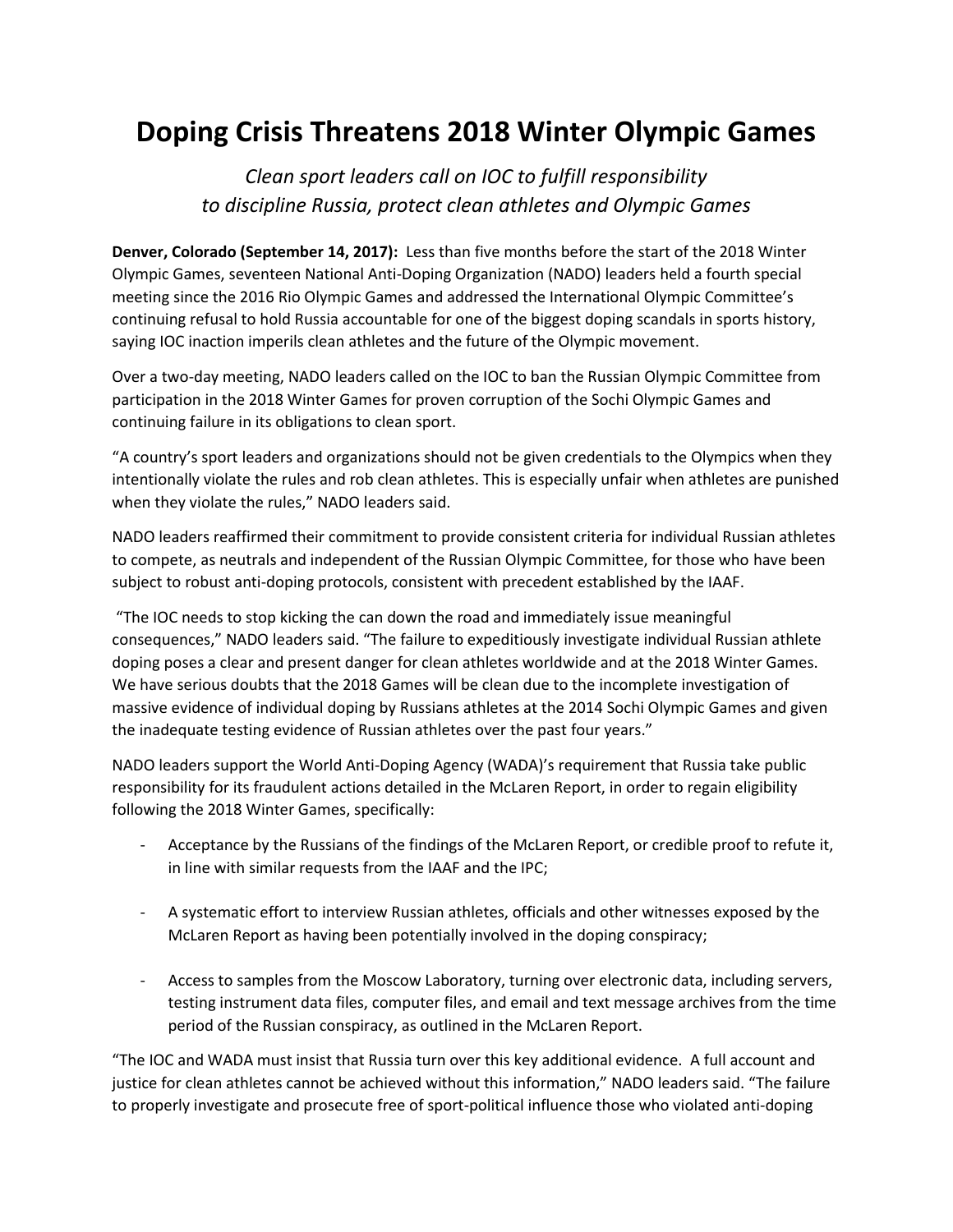# Doping Crisis Threatens 2018 Winter Olympic Games

*Clean sport leaders call on IOC to fulfill responsibility to discipline Russia, protect clean athletes and Olympic Games*

**Denver, Colorado (September 14, 2017):** Less than five months before the start of the 2018 Winter Olympic Games, seventeen National Anti-Doping Organization (NADO) leaders held a fourth special meeting since the 2016 Rio Olympic Games and addressed the International Olympic Committee's continuing refusal to hold Russia accountable for one of the biggest doping scandals in sports history, saying IOC inaction imperils clean athletes and the future of the Olympic movement.

Over a two-day meeting, NADO leaders called on the IOC to ban the Russian Olympic Committee from participation in the 2018 Winter Games for proven corruption of the Sochi Olympic Games and continuing failure in its obligations to clean sport.

"A country's sport leaders and organizations should not be given credentials to the Olympics when they intentionally violate the rules and rob clean athletes. This is especially unfair when athletes are punished when they violate the rules," NADO leaders said.

NADO leaders reaffirmed their commitment to provide consistent criteria for individual Russian athletes to compete, as neutrals and independent of the Russian Olympic Committee, for those who have been subject to robust anti-doping protocols, consistent with precedent established by the IAAF.

"The IOC needs to stop kicking the can down the road and immediately issue meaningful consequences," NADO leaders said. "The failure to expeditiously investigate individual Russian athlete doping poses a clear and present danger for clean athletes worldwide and at the 2018 Winter Games. We have serious doubts that the 2018 Games will be clean due to the incomplete investigation of massive evidence of individual doping by Russians athletes at the 2014 Sochi Olympic Games and given the inadequate testing evidence of Russian athletes over the past four years."

NADO leaders support the World Anti-Doping Agency (WADA)'s requirement that Russia take public responsibility for its fraudulent actions detailed in the McLaren Report, in order to regain eligibility following the 2018 Winter Games, specifically:

- Acceptance by the Russians of the findings of the McLaren Report, or credible proof to refute it, in line with similar requests from the IAAF and the IPC;
- A systematic effort to interview Russian athletes, officials and other witnesses exposed by the McLaren Report as having been potentially involved in the doping conspiracy;
- Access to samples from the Moscow Laboratory, turning over electronic data, including servers, testing instrument data files, computer files, and email and text message archives from the time period of the Russian conspiracy, as outlined in the McLaren Report.

"The IOC and WADA must insist that Russia turn over this key additional evidence. A full account and justice for clean athletes cannot be achieved without this information," NADO leaders said. "The failure to properly investigate and prosecute free of sport-political influence those who violated anti-doping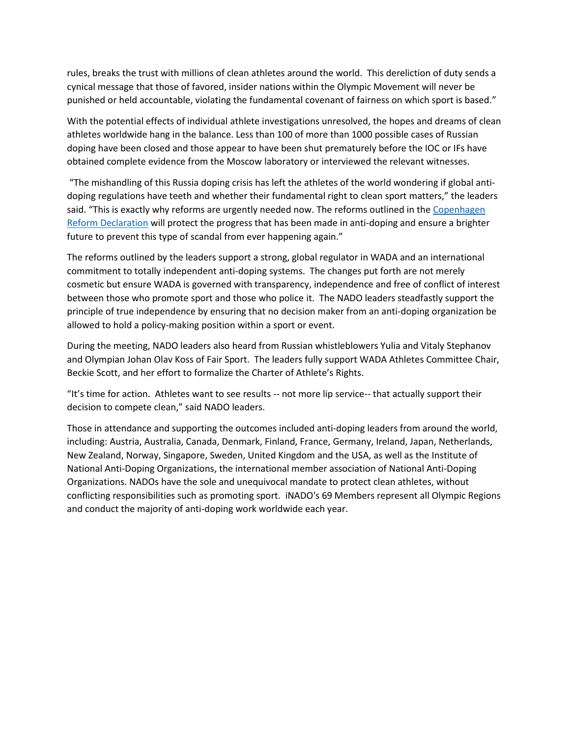rules, breaks the trust with millions of clean athletes around the world. This dereliction of duty sends a cynical message that those of favored, insider nations within the Olympic Movement will never be punished or held accountable, violating the fundamental covenant of fairness on which sport is based."

With the potential effects of individual athlete investigations unresolved, the hopes and dreams of clean athletes worldwide hang in the balance. Less than 100 of more than 1000 possible cases of Russian doping have been closed and those appear to have been shut prematurely before the IOC or IFs have obtained complete evidence from the Moscow laboratory or interviewed the relevant witnesses.

"The mishandling of this Russia doping crisis has left the athletes of the world wondering if global anti-doping regulations have teeth and whether their fundamental right to clean sport matters," the leaders said. "This is exactly why reforms are urgently needed now. The reforms outlined in the [Copenhagen Reform Declaration] will protect the progress that has been made in anti-doping and ensure a brighter future to prevent this type of scandal from ever happening again."

The reforms outlined by the leaders support a strong, global regulator in WADA and an international commitment to totally independent anti-doping systems. The changes put forth are not merely cosmetic but ensure WADA is governed with transparency, independence and free of conflict of interest between those who promote sport and those who police it. The NADO leaders steadfastly support the principle of true independence by ensuring that no decision maker from an anti-doping organization be allowed to hold a policy-making position within a sport or event.

During the meeting, NADO leaders also heard from Russian whistleblowers Yulia and Vitaly Stephanov and Olympian Johan Olav Koss of Fair Sport. The leaders fully support WADA Athletes Committee Chair, Beckie Scott, and her effort to formalize the Charter of Athlete's Rights.

"It's time for action. Athletes want to see results -- not more lip service-- that actually support their decision to compete clean," said NADO leaders.

Those in attendance and supporting the outcomes included anti-doping leaders from around the world, including: Austria, Australia, Canada, Denmark, Finland, France, Germany, Ireland, Japan, Netherlands, New Zealand, Norway, Singapore, Sweden, United Kingdom and the USA, as well as the Institute of National Anti-Doping Organizations, the international member association of National Anti-Doping Organizations. NADOs have the sole and unequivocal mandate to protect clean athletes, without conflicting responsibilities such as promoting sport. iNADO's 69 Members represent all Olympic Regions and conduct the majority of anti-doping work worldwide each year.